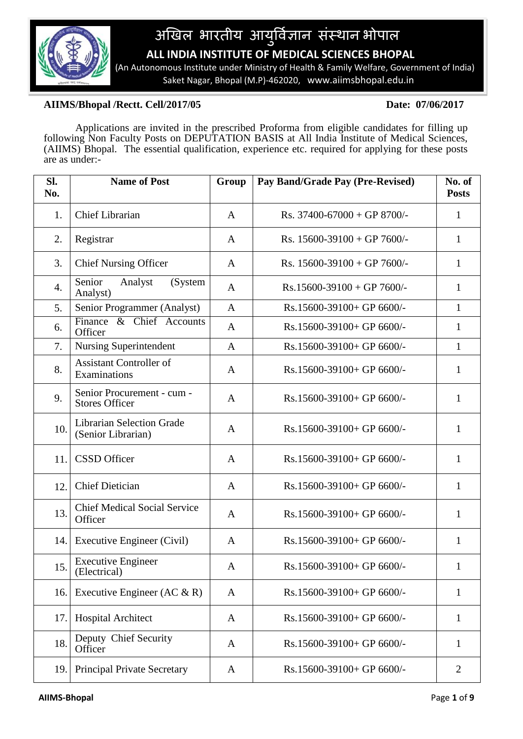# अखिल भारतीय आयुर्विज्ञान संस्थान भोपाल

## ALL INDIA INSTITUTE OF MEDICAL SCIENCES BHOPAL

(An Autonomous Institute under Ministry of Health & Family Welfare, Government of India)
Saket Nagar, Bhopal (M.P)-462020, www.aiimsbhopal.edu.in

**AIIMS/Bhopal /Rectt. Cell/2017/05** **Date: 07/06/2017**

Applications are invited in the prescribed Proforma from eligible candidates for filling up following Non Faculty Posts on DEPUTATION BASIS at All India Institute of Medical Sciences, (AIIMS) Bhopal. The essential qualification, experience etc. required for applying for these posts are as under:-

| Sl. No. | Name of Post | Group | Pay Band/Grade Pay (Pre-Revised) | No. of Posts |
|---|---|---|---|---|
| 1. | Chief Librarian | A | Rs. 37400-67000 + GP 8700/- | 1 |
| 2. | Registrar | A | Rs. 15600-39100 + GP 7600/- | 1 |
| 3. | Chief Nursing Officer | A | Rs. 15600-39100 + GP 7600/- | 1 |
| 4. | Senior Analyst (System Analyst) | A | Rs.15600-39100 + GP 7600/- | 1 |
| 5. | Senior Programmer (Analyst) | A | Rs.15600-39100+ GP 6600/- | 1 |
| 6. | Finance & Chief Accounts Officer | A | Rs.15600-39100+ GP 6600/- | 1 |
| 7. | Nursing Superintendent | A | Rs.15600-39100+ GP 6600/- | 1 |
| 8. | Assistant Controller of Examinations | A | Rs.15600-39100+ GP 6600/- | 1 |
| 9. | Senior Procurement - cum - Stores Officer | A | Rs.15600-39100+ GP 6600/- | 1 |
| 10. | Librarian Selection Grade (Senior Librarian) | A | Rs.15600-39100+ GP 6600/- | 1 |
| 11. | CSSD Officer | A | Rs.15600-39100+ GP 6600/- | 1 |
| 12. | Chief Dietician | A | Rs.15600-39100+ GP 6600/- | 1 |
| 13. | Chief Medical Social Service Officer | A | Rs.15600-39100+ GP 6600/- | 1 |
| 14. | Executive Engineer (Civil) | A | Rs.15600-39100+ GP 6600/- | 1 |
| 15. | Executive Engineer (Electrical) | A | Rs.15600-39100+ GP 6600/- | 1 |
| 16. | Executive Engineer (AC & R) | A | Rs.15600-39100+ GP 6600/- | 1 |
| 17. | Hospital Architect | A | Rs.15600-39100+ GP 6600/- | 1 |
| 18. | Deputy Chief Security Officer | A | Rs.15600-39100+ GP 6600/- | 1 |
| 19. | Principal Private Secretary | A | Rs.15600-39100+ GP 6600/- | 2 |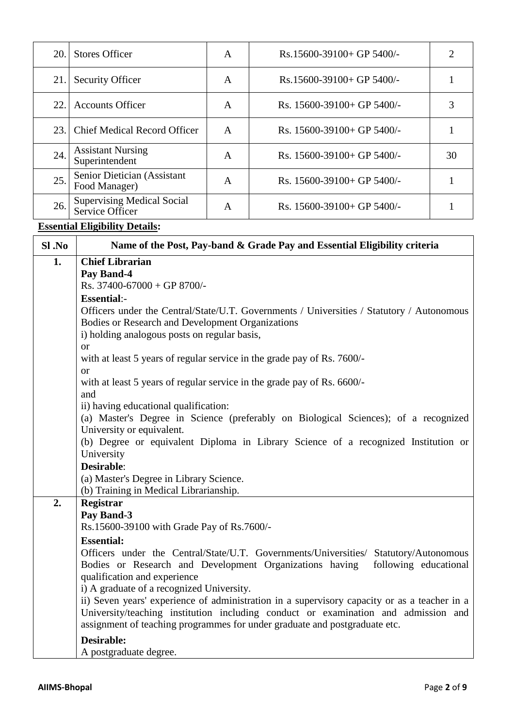| 20. | Stores Officer | A | Rs.15600-39100+ GP 5400/- | 2 |
|---|---|---|---|---|
| 21. | Security Officer | A | Rs.15600-39100+ GP 5400/- | 1 |
| 22. | Accounts Officer | A | Rs. 15600-39100+ GP 5400/- | 3 |
| 23. | Chief Medical Record Officer | A | Rs. 15600-39100+ GP 5400/- | 1 |
| 24. | Assistant Nursing Superintendent | A | Rs. 15600-39100+ GP 5400/- | 30 |
| 25. | Senior Dietician (Assistant Food Manager) | A | Rs. 15600-39100+ GP 5400/- | 1 |
| 26. | Supervising Medical Social Service Officer | A | Rs. 15600-39100+ GP 5400/- | 1 |

**Essential Eligibility Details:**

| Sl .No | Name of the Post, Pay-band & Grade Pay and Essential Eligibility criteria |
|---|---|
| 1. | **Chief Librarian**<br>**Pay Band-4**<br>Rs. 37400-67000 + GP 8700/-<br>**Essential**:-<br>Officers under the Central/State/U.T. Governments / Universities / Statutory / Autonomous Bodies or Research and Development Organizations<br>i) holding analogous posts on regular basis,<br>or<br>with at least 5 years of regular service in the grade pay of Rs. 7600/-<br>or<br>with at least 5 years of regular service in the grade pay of Rs. 6600/-<br>and<br>ii) having educational qualification:<br>(a) Master's Degree in Science (preferably on Biological Sciences); of a recognized University or equivalent.<br>(b) Degree or equivalent Diploma in Library Science of a recognized Institution or University<br>**Desirable**:<br>(a) Master's Degree in Library Science.<br>(b) Training in Medical Librarianship. |
| 2. | **Registrar**<br>**Pay Band-3**<br>Rs.15600-39100 with Grade Pay of Rs.7600/-<br>**Essential:**<br>Officers under the Central/State/U.T. Governments/Universities/ Statutory/Autonomous Bodies or Research and Development Organizations having following educational qualification and experience<br>i) A graduate of a recognized University.<br>ii) Seven years' experience of administration in a supervisory capacity or as a teacher in a University/teaching institution including conduct or examination and admission and assignment of teaching programmes for under graduate and postgraduate etc.<br>**Desirable:**<br>A postgraduate degree. |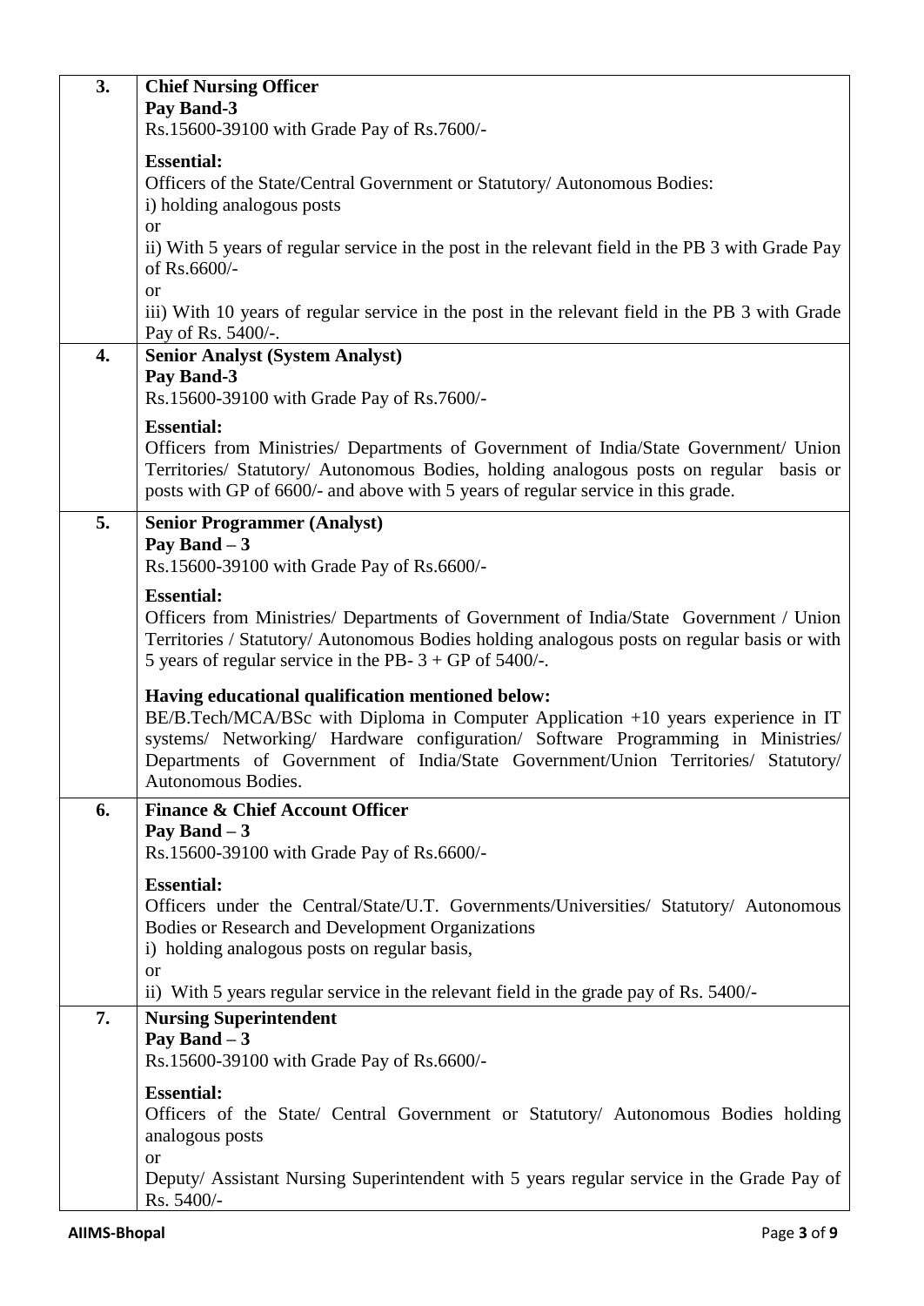| | |
|---|---|
| **3.** | **Chief Nursing Officer**<br>**Pay Band-3**<br>Rs.15600-39100 with Grade Pay of Rs.7600/-<br><br>**Essential:**<br>Officers of the State/Central Government or Statutory/ Autonomous Bodies:<br>i) holding analogous posts<br>or<br>ii) With 5 years of regular service in the post in the relevant field in the PB 3 with Grade Pay of Rs.6600/-<br>or<br>iii) With 10 years of regular service in the post in the relevant field in the PB 3 with Grade Pay of Rs. 5400/-. |
| **4.** | **Senior Analyst (System Analyst)**<br>**Pay Band-3**<br>Rs.15600-39100 with Grade Pay of Rs.7600/-<br><br>**Essential:**<br>Officers from Ministries/ Departments of Government of India/State Government/ Union Territories/ Statutory/ Autonomous Bodies, holding analogous posts on regular basis or posts with GP of 6600/- and above with 5 years of regular service in this grade. |
| **5.** | **Senior Programmer (Analyst)**<br>**Pay Band – 3**<br>Rs.15600-39100 with Grade Pay of Rs.6600/-<br><br>**Essential:**<br>Officers from Ministries/ Departments of Government of India/State Government / Union Territories / Statutory/ Autonomous Bodies holding analogous posts on regular basis or with 5 years of regular service in the PB- 3 + GP of 5400/-.<br><br>**Having educational qualification mentioned below:**<br>BE/B.Tech/MCA/BSc with Diploma in Computer Application +10 years experience in IT systems/ Networking/ Hardware configuration/ Software Programming in Ministries/ Departments of Government of India/State Government/Union Territories/ Statutory/ Autonomous Bodies. |
| **6.** | **Finance & Chief Account Officer**<br>**Pay Band – 3**<br>Rs.15600-39100 with Grade Pay of Rs.6600/-<br><br>**Essential:**<br>Officers under the Central/State/U.T. Governments/Universities/ Statutory/ Autonomous Bodies or Research and Development Organizations<br>i) holding analogous posts on regular basis,<br>or<br>ii) With 5 years regular service in the relevant field in the grade pay of Rs. 5400/- |
| **7.** | **Nursing Superintendent**<br>**Pay Band – 3**<br>Rs.15600-39100 with Grade Pay of Rs.6600/-<br><br>**Essential:**<br>Officers of the State/ Central Government or Statutory/ Autonomous Bodies holding analogous posts<br>or<br>Deputy/ Assistant Nursing Superintendent with 5 years regular service in the Grade Pay of Rs. 5400/- |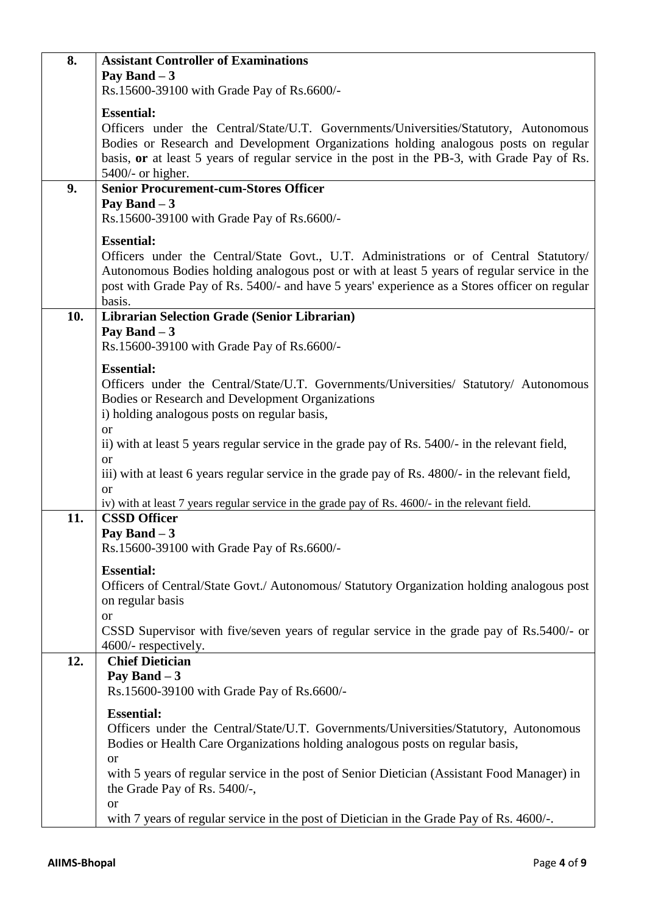| | |
|---|---|
| **8.** | **Assistant Controller of Examinations**<br>**Pay Band – 3**<br>Rs.15600-39100 with Grade Pay of Rs.6600/-<br><br>**Essential:**<br>Officers under the Central/State/U.T. Governments/Universities/Statutory, Autonomous Bodies or Research and Development Organizations holding analogous posts on regular basis, **or** at least 5 years of regular service in the post in the PB-3, with Grade Pay of Rs. 5400/- or higher. |
| **9.** | **Senior Procurement-cum-Stores Officer**<br>**Pay Band – 3**<br>Rs.15600-39100 with Grade Pay of Rs.6600/-<br><br>**Essential:**<br>Officers under the Central/State Govt., U.T. Administrations or of Central Statutory/ Autonomous Bodies holding analogous post or with at least 5 years of regular service in the post with Grade Pay of Rs. 5400/- and have 5 years' experience as a Stores officer on regular basis. |
| **10.** | **Librarian Selection Grade (Senior Librarian)**<br>**Pay Band – 3**<br>Rs.15600-39100 with Grade Pay of Rs.6600/-<br><br>**Essential:**<br>Officers under the Central/State/U.T. Governments/Universities/ Statutory/ Autonomous Bodies or Research and Development Organizations<br>i) holding analogous posts on regular basis,<br>or<br>ii) with at least 5 years regular service in the grade pay of Rs. 5400/- in the relevant field,<br>or<br>iii) with at least 6 years regular service in the grade pay of Rs. 4800/- in the relevant field,<br>or<br>iv) with at least 7 years regular service in the grade pay of Rs. 4600/- in the relevant field. |
| **11.** | **CSSD Officer**<br>**Pay Band – 3**<br>Rs.15600-39100 with Grade Pay of Rs.6600/-<br><br>**Essential:**<br>Officers of Central/State Govt./ Autonomous/ Statutory Organization holding analogous post on regular basis<br>or<br>CSSD Supervisor with five/seven years of regular service in the grade pay of Rs.5400/- or 4600/- respectively. |
| **12.** | **Chief Dietician**<br>**Pay Band – 3**<br>Rs.15600-39100 with Grade Pay of Rs.6600/-<br><br>**Essential:**<br>Officers under the Central/State/U.T. Governments/Universities/Statutory, Autonomous Bodies or Health Care Organizations holding analogous posts on regular basis,<br>or<br>with 5 years of regular service in the post of Senior Dietician (Assistant Food Manager) in the Grade Pay of Rs. 5400/-,<br>or<br>with 7 years of regular service in the post of Dietician in the Grade Pay of Rs. 4600/-. |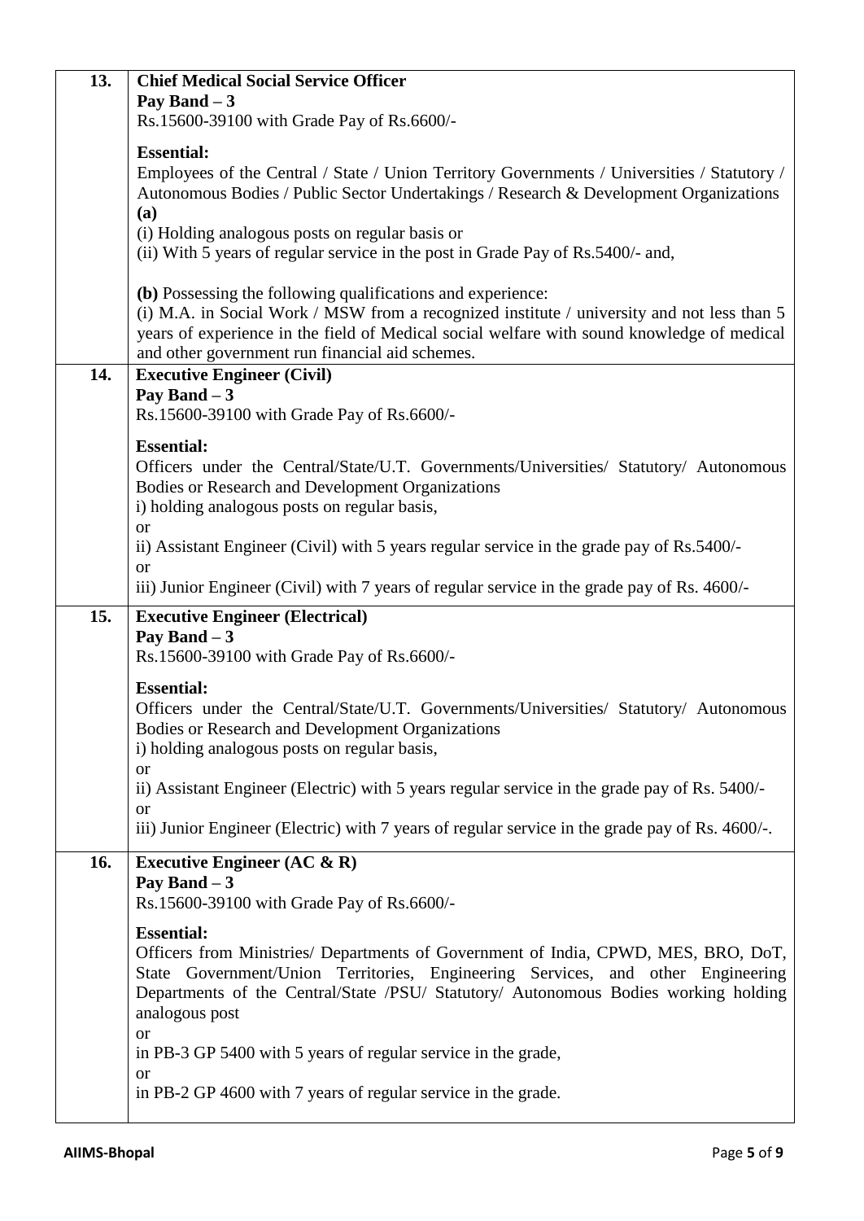| | |
|---|---|
| **13.** | **Chief Medical Social Service Officer**<br>**Pay Band – 3**<br>Rs.15600-39100 with Grade Pay of Rs.6600/-<br><br>**Essential:**<br>Employees of the Central / State / Union Territory Governments / Universities / Statutory / Autonomous Bodies / Public Sector Undertakings / Research & Development Organizations<br>**(a)**<br>(i) Holding analogous posts on regular basis or<br>(ii) With 5 years of regular service in the post in Grade Pay of Rs.5400/- and,<br><br>**(b)** Possessing the following qualifications and experience:<br>(i) M.A. in Social Work / MSW from a recognized institute / university and not less than 5 years of experience in the field of Medical social welfare with sound knowledge of medical and other government run financial aid schemes. |
| **14.** | **Executive Engineer (Civil)**<br>**Pay Band – 3**<br>Rs.15600-39100 with Grade Pay of Rs.6600/-<br><br>**Essential:**<br>Officers under the Central/State/U.T. Governments/Universities/ Statutory/ Autonomous Bodies or Research and Development Organizations<br>i) holding analogous posts on regular basis,<br>or<br>ii) Assistant Engineer (Civil) with 5 years regular service in the grade pay of Rs.5400/-<br>or<br>iii) Junior Engineer (Civil) with 7 years of regular service in the grade pay of Rs. 4600/- |
| **15.** | **Executive Engineer (Electrical)**<br>**Pay Band – 3**<br>Rs.15600-39100 with Grade Pay of Rs.6600/-<br><br>**Essential:**<br>Officers under the Central/State/U.T. Governments/Universities/ Statutory/ Autonomous Bodies or Research and Development Organizations<br>i) holding analogous posts on regular basis,<br>or<br>ii) Assistant Engineer (Electric) with 5 years regular service in the grade pay of Rs. 5400/-<br>or<br>iii) Junior Engineer (Electric) with 7 years of regular service in the grade pay of Rs. 4600/-. |
| **16.** | **Executive Engineer (AC & R)**<br>**Pay Band – 3**<br>Rs.15600-39100 with Grade Pay of Rs.6600/-<br><br>**Essential:**<br>Officers from Ministries/ Departments of Government of India, CPWD, MES, BRO, DoT, State Government/Union Territories, Engineering Services, and other Engineering Departments of the Central/State /PSU/ Statutory/ Autonomous Bodies working holding analogous post<br>or<br>in PB-3 GP 5400 with 5 years of regular service in the grade,<br>or<br>in PB-2 GP 4600 with 7 years of regular service in the grade. |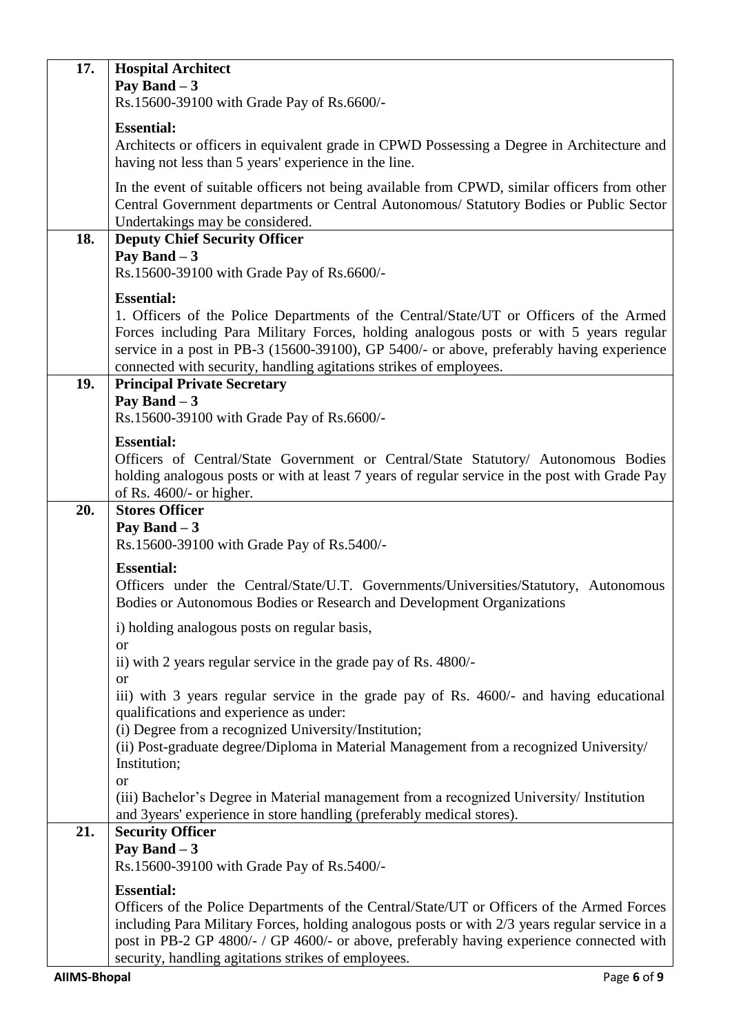| | |
|---|---|
| **17.** | **Hospital Architect**<br>**Pay Band – 3**<br>Rs.15600-39100 with Grade Pay of Rs.6600/-<br><br>**Essential:**<br>Architects or officers in equivalent grade in CPWD Possessing a Degree in Architecture and having not less than 5 years' experience in the line.<br><br>In the event of suitable officers not being available from CPWD, similar officers from other Central Government departments or Central Autonomous/ Statutory Bodies or Public Sector Undertakings may be considered. |
| **18.** | **Deputy Chief Security Officer**<br>**Pay Band – 3**<br>Rs.15600-39100 with Grade Pay of Rs.6600/-<br><br>**Essential:**<br>1. Officers of the Police Departments of the Central/State/UT or Officers of the Armed Forces including Para Military Forces, holding analogous posts or with 5 years regular service in a post in PB-3 (15600-39100), GP 5400/- or above, preferably having experience connected with security, handling agitations strikes of employees. |
| **19.** | **Principal Private Secretary**<br>**Pay Band – 3**<br>Rs.15600-39100 with Grade Pay of Rs.6600/-<br><br>**Essential:**<br>Officers of Central/State Government or Central/State Statutory/ Autonomous Bodies holding analogous posts or with at least 7 years of regular service in the post with Grade Pay of Rs. 4600/- or higher. |
| **20.** | **Stores Officer**<br>**Pay Band – 3**<br>Rs.15600-39100 with Grade Pay of Rs.5400/-<br><br>**Essential:**<br>Officers under the Central/State/U.T. Governments/Universities/Statutory, Autonomous Bodies or Autonomous Bodies or Research and Development Organizations<br><br>i) holding analogous posts on regular basis,<br>or<br>ii) with 2 years regular service in the grade pay of Rs. 4800/-<br>or<br>iii) with 3 years regular service in the grade pay of Rs. 4600/- and having educational qualifications and experience as under:<br>(i) Degree from a recognized University/Institution;<br>(ii) Post-graduate degree/Diploma in Material Management from a recognized University/ Institution;<br>or<br>(iii) Bachelor's Degree in Material management from a recognized University/ Institution and 3years' experience in store handling (preferably medical stores). |
| **21.** | **Security Officer**<br>**Pay Band – 3**<br>Rs.15600-39100 with Grade Pay of Rs.5400/-<br><br>**Essential:**<br>Officers of the Police Departments of the Central/State/UT or Officers of the Armed Forces including Para Military Forces, holding analogous posts or with 2/3 years regular service in a post in PB-2 GP 4800/- / GP 4600/- or above, preferably having experience connected with security, handling agitations strikes of employees. |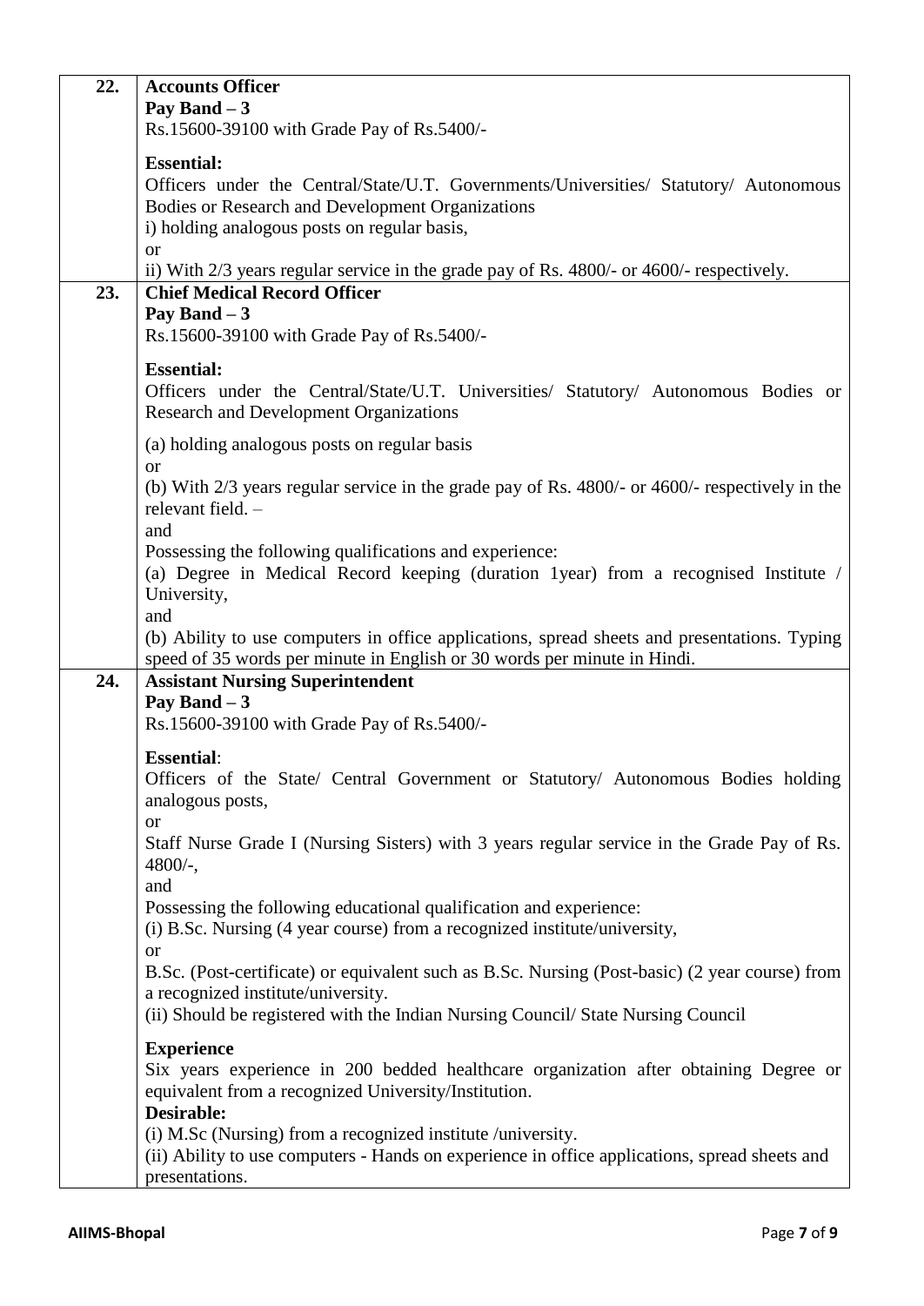| | |
|---|---|
| **22.** | **Accounts Officer**<br>**Pay Band – 3**<br>Rs.15600-39100 with Grade Pay of Rs.5400/-<br><br>**Essential:**<br>Officers under the Central/State/U.T. Governments/Universities/ Statutory/ Autonomous Bodies or Research and Development Organizations<br>i) holding analogous posts on regular basis,<br>or<br>ii) With 2/3 years regular service in the grade pay of Rs. 4800/- or 4600/- respectively. |
| **23.** | **Chief Medical Record Officer**<br>**Pay Band – 3**<br>Rs.15600-39100 with Grade Pay of Rs.5400/-<br><br>**Essential:**<br>Officers under the Central/State/U.T. Universities/ Statutory/ Autonomous Bodies or Research and Development Organizations<br><br>(a) holding analogous posts on regular basis<br>or<br>(b) With 2/3 years regular service in the grade pay of Rs. 4800/- or 4600/- respectively in the relevant field. –<br>and<br>Possessing the following qualifications and experience:<br>(a) Degree in Medical Record keeping (duration 1year) from a recognised Institute / University,<br>and<br>(b) Ability to use computers in office applications, spread sheets and presentations. Typing speed of 35 words per minute in English or 30 words per minute in Hindi. |
| **24.** | **Assistant Nursing Superintendent**<br>**Pay Band – 3**<br>Rs.15600-39100 with Grade Pay of Rs.5400/-<br><br>**Essential**:<br>Officers of the State/ Central Government or Statutory/ Autonomous Bodies holding analogous posts,<br>or<br>Staff Nurse Grade I (Nursing Sisters) with 3 years regular service in the Grade Pay of Rs. 4800/-,<br>and<br>Possessing the following educational qualification and experience:<br>(i) B.Sc. Nursing (4 year course) from a recognized institute/university,<br>or<br>B.Sc. (Post-certificate) or equivalent such as B.Sc. Nursing (Post-basic) (2 year course) from a recognized institute/university.<br>(ii) Should be registered with the Indian Nursing Council/ State Nursing Council<br><br>**Experience**<br>Six years experience in 200 bedded healthcare organization after obtaining Degree or equivalent from a recognized University/Institution.<br>**Desirable:**<br>(i) M.Sc (Nursing) from a recognized institute /university.<br>(ii) Ability to use computers - Hands on experience in office applications, spread sheets and presentations. |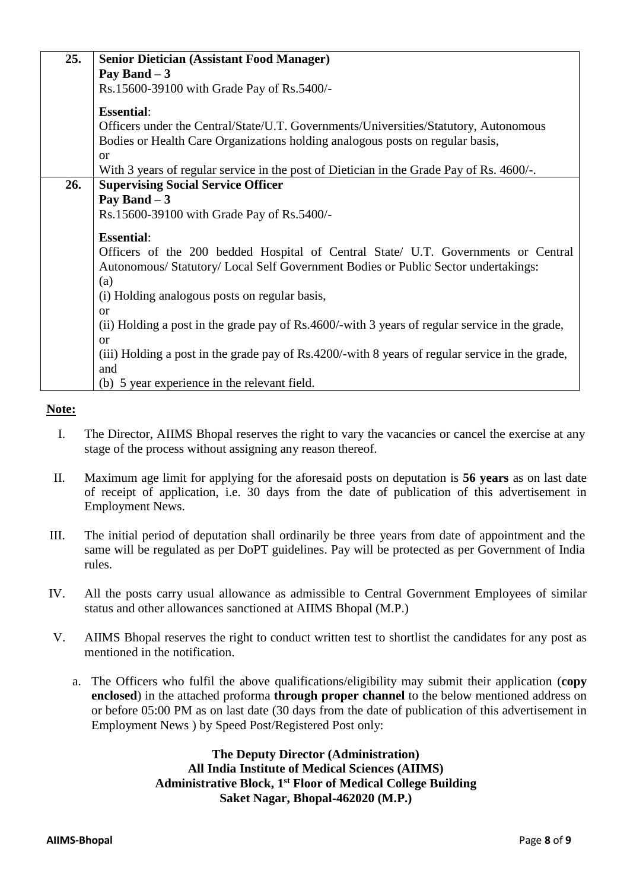| | |
|---|---|
| **25.** | **Senior Dietician (Assistant Food Manager)**<br>**Pay Band – 3**<br>Rs.15600-39100 with Grade Pay of Rs.5400/-<br><br>**Essential**:<br>Officers under the Central/State/U.T. Governments/Universities/Statutory, Autonomous Bodies or Health Care Organizations holding analogous posts on regular basis,<br>or<br>With 3 years of regular service in the post of Dietician in the Grade Pay of Rs. 4600/-. |
| **26.** | **Supervising Social Service Officer**<br>**Pay Band – 3**<br>Rs.15600-39100 with Grade Pay of Rs.5400/-<br><br>**Essential**:<br>Officers of the 200 bedded Hospital of Central State/ U.T. Governments or Central Autonomous/ Statutory/ Local Self Government Bodies or Public Sector undertakings:<br>(a)<br>(i) Holding analogous posts on regular basis,<br>or<br>(ii) Holding a post in the grade pay of Rs.4600/-with 3 years of regular service in the grade,<br>or<br>(iii) Holding a post in the grade pay of Rs.4200/-with 8 years of regular service in the grade,<br>and<br>(b) 5 year experience in the relevant field. |

**Note:**

I. The Director, AIIMS Bhopal reserves the right to vary the vacancies or cancel the exercise at any stage of the process without assigning any reason thereof.

II. Maximum age limit for applying for the aforesaid posts on deputation is **56 years** as on last date of receipt of application, i.e. 30 days from the date of publication of this advertisement in Employment News.

III. The initial period of deputation shall ordinarily be three years from date of appointment and the same will be regulated as per DoPT guidelines. Pay will be protected as per Government of India rules.

IV. All the posts carry usual allowance as admissible to Central Government Employees of similar status and other allowances sanctioned at AIIMS Bhopal (M.P.)

V. AIIMS Bhopal reserves the right to conduct written test to shortlist the candidates for any post as mentioned in the notification.

a. The Officers who fulfil the above qualifications/eligibility may submit their application (**copy enclosed**) in the attached proforma **through proper channel** to the below mentioned address on or before 05:00 PM as on last date (30 days from the date of publication of this advertisement in Employment News ) by Speed Post/Registered Post only:

**The Deputy Director (Administration)**
**All India Institute of Medical Sciences (AIIMS)**
**Administrative Block, 1st Floor of Medical College Building**
**Saket Nagar, Bhopal-462020 (M.P.)**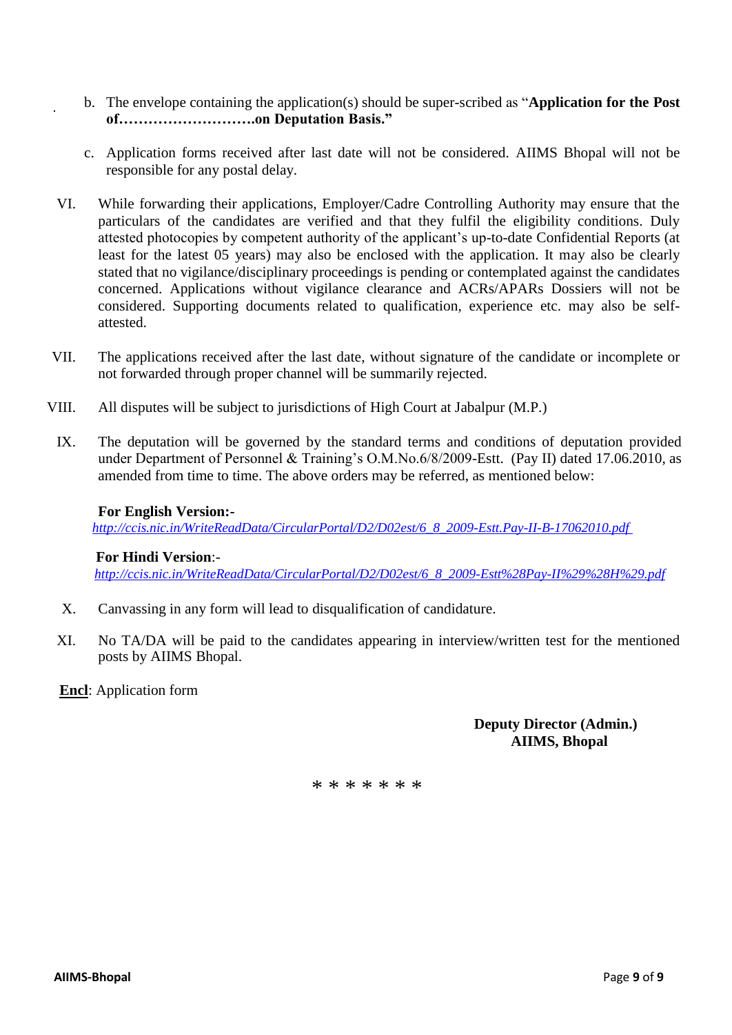b. The envelope containing the application(s) should be super-scribed as "**Application for the Post of……………………….on Deputation Basis.**"

c. Application forms received after last date will not be considered. AIIMS Bhopal will not be responsible for any postal delay.

VI. While forwarding their applications, Employer/Cadre Controlling Authority may ensure that the particulars of the candidates are verified and that they fulfil the eligibility conditions. Duly attested photocopies by competent authority of the applicant's up-to-date Confidential Reports (at least for the latest 05 years) may also be enclosed with the application. It may also be clearly stated that no vigilance/disciplinary proceedings is pending or contemplated against the candidates concerned. Applications without vigilance clearance and ACRs/APARs Dossiers will not be considered. Supporting documents related to qualification, experience etc. may also be self-attested.

VII. The applications received after the last date, without signature of the candidate or incomplete or not forwarded through proper channel will be summarily rejected.

VIII. All disputes will be subject to jurisdictions of High Court at Jabalpur (M.P.)

IX. The deputation will be governed by the standard terms and conditions of deputation provided under Department of Personnel & Training's O.M.No.6/8/2009-Estt. (Pay II) dated 17.06.2010, as amended from time to time. The above orders may be referred, as mentioned below:

**For English Version:-**
*http://ccis.nic.in/WriteReadData/CircularPortal/D2/D02est/6_8_2009-Estt.Pay-II-B-17062010.pdf*

**For Hindi Version**:-
*http://ccis.nic.in/WriteReadData/CircularPortal/D2/D02est/6_8_2009-Estt%28Pay-II%29%28H%29.pdf*

X. Canvassing in any form will lead to disqualification of candidature.

XI. No TA/DA will be paid to the candidates appearing in interview/written test for the mentioned posts by AIIMS Bhopal.

**Encl**: Application form

**Deputy Director (Admin.)**
**AIIMS, Bhopal**

* * * * * * *